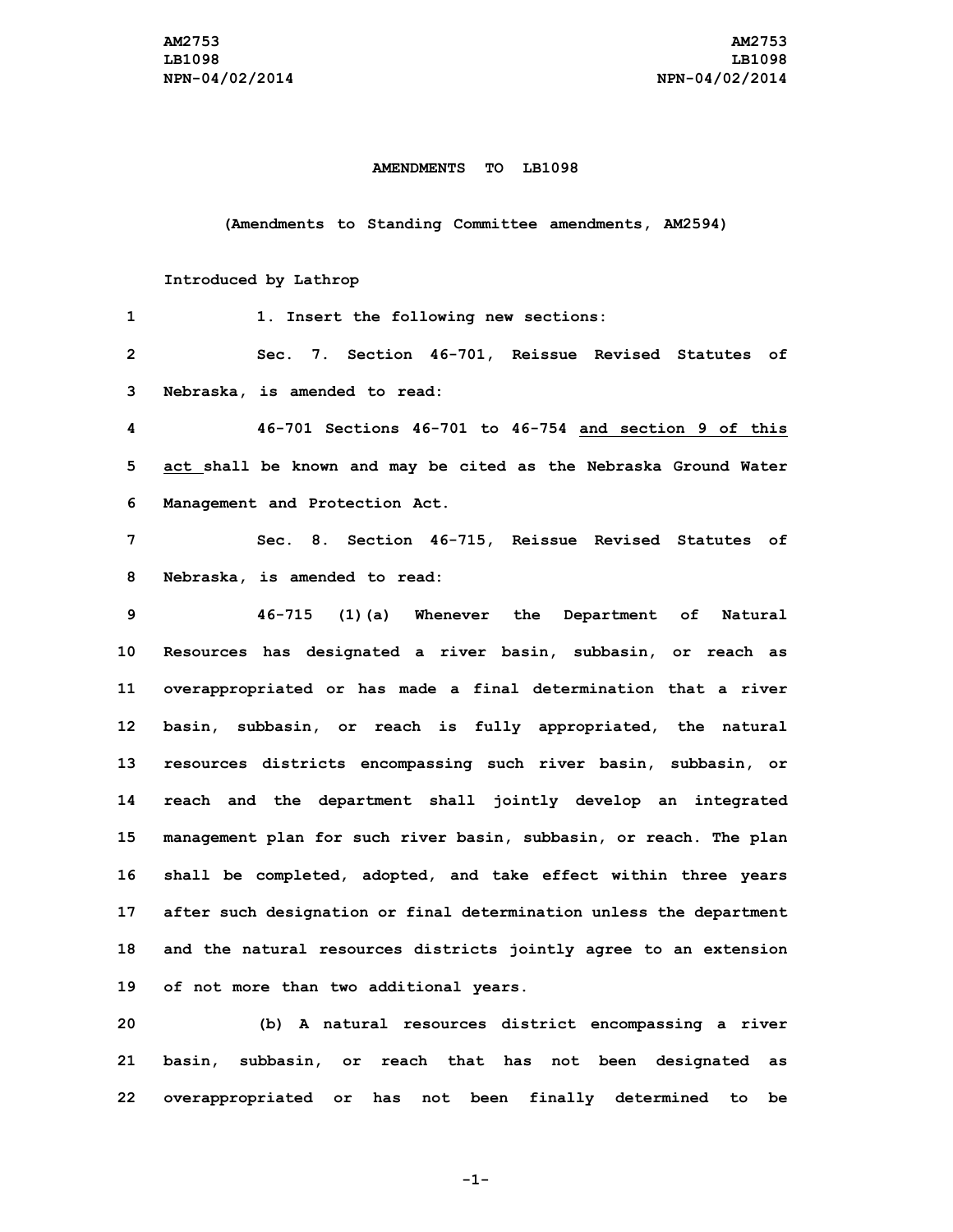**AMENDMENTS TO LB1098**

**(Amendments to Standing Committee amendments, AM2594)**

Introduced by Lathrop

1. Insert the following new sections:

Sec. 7. Section 46-701, Reissue Revised Statutes of Nebraska, is amended to read:

46-701 Sections 46-701 to 46-754 and section 9 of this act shall be known and may be cited as the Nebraska Ground Water Management and Protection Act.

Sec. 8. Section 46-715, Reissue Revised Statutes of Nebraska, is amended to read:

46-715 (1)(a) Whenever the Department of Natural Resources has designated a river basin, subbasin, or reach as overappropriated or has made a final determination that a river basin, subbasin, or reach is fully appropriated, the natural resources districts encompassing such river basin, subbasin, or reach and the department shall jointly develop an integrated management plan for such river basin, subbasin, or reach. The plan shall be completed, adopted, and take effect within three years after such designation or final determination unless the department and the natural resources districts jointly agree to an extension of not more than two additional years.

(b) A natural resources district encompassing a river basin, subbasin, or reach that has not been designated as overappropriated or has not been finally determined to be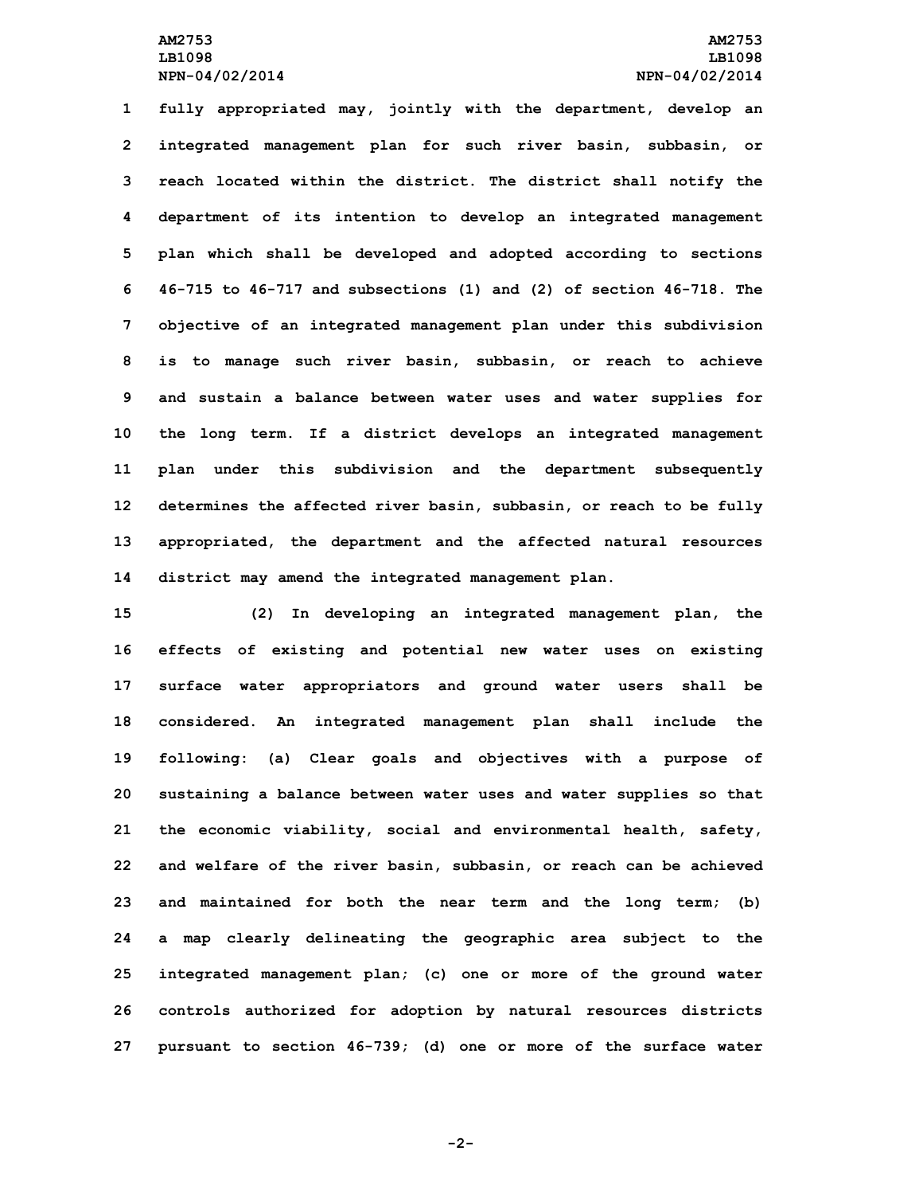fully appropriated may, jointly with the department, develop an integrated management plan for such river basin, subbasin, or reach located within the district. The district shall notify the department of its intention to develop an integrated management plan which shall be developed and adopted according to sections 46-715 to 46-717 and subsections (1) and (2) of section 46-718. The objective of an integrated management plan under this subdivision is to manage such river basin, subbasin, or reach to achieve and sustain a balance between water uses and water supplies for the long term. If a district develops an integrated management plan under this subdivision and the department subsequently determines the affected river basin, subbasin, or reach to be fully appropriated, the department and the affected natural resources district may amend the integrated management plan.

(2) In developing an integrated management plan, the effects of existing and potential new water uses on existing surface water appropriators and ground water users shall be considered. An integrated management plan shall include the following: (a) Clear goals and objectives with a purpose of sustaining a balance between water uses and water supplies so that the economic viability, social and environmental health, safety, and welfare of the river basin, subbasin, or reach can be achieved and maintained for both the near term and the long term; (b) a map clearly delineating the geographic area subject to the integrated management plan; (c) one or more of the ground water controls authorized for adoption by natural resources districts pursuant to section 46-739; (d) one or more of the surface water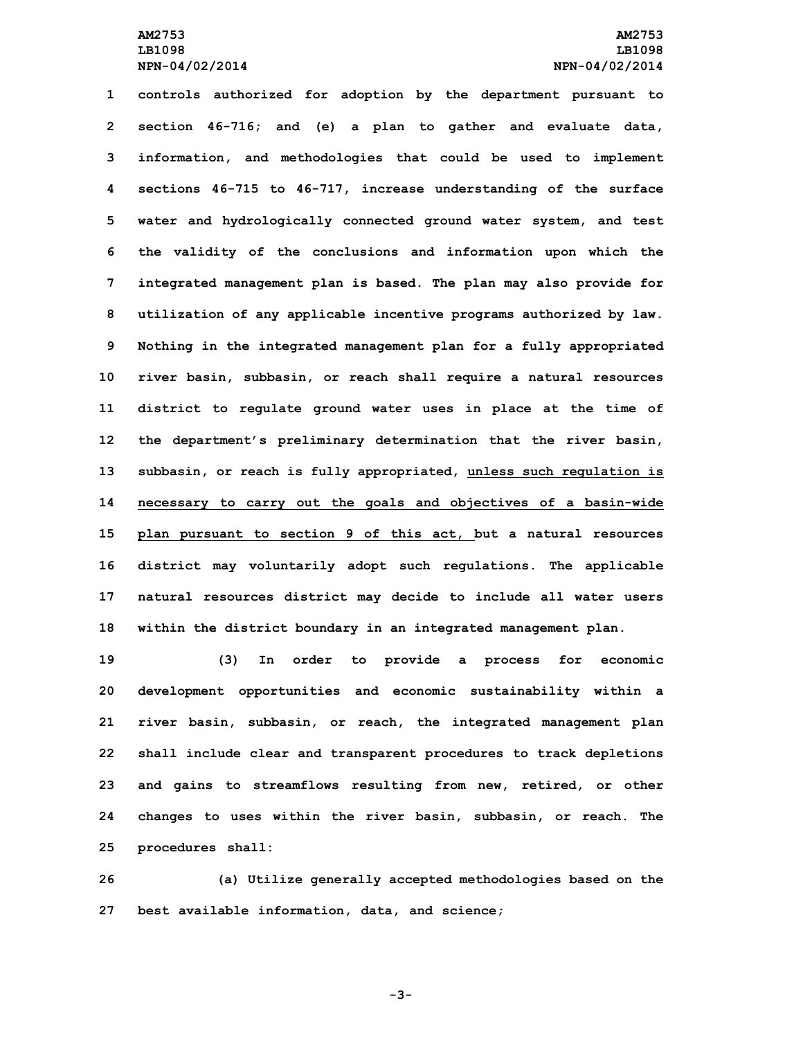controls authorized for adoption by the department pursuant to section 46-716; and (e) a plan to gather and evaluate data, information, and methodologies that could be used to implement sections 46-715 to 46-717, increase understanding of the surface water and hydrologically connected ground water system, and test the validity of the conclusions and information upon which the integrated management plan is based. The plan may also provide for utilization of any applicable incentive programs authorized by law. Nothing in the integrated management plan for a fully appropriated river basin, subbasin, or reach shall require a natural resources district to regulate ground water uses in place at the time of the department's preliminary determination that the river basin, subbasin, or reach is fully appropriated, unless such regulation is necessary to carry out the goals and objectives of a basin-wide plan pursuant to section 9 of this act, but a natural resources district may voluntarily adopt such regulations. The applicable natural resources district may decide to include all water users within the district boundary in an integrated management plan.

(3) In order to provide a process for economic development opportunities and economic sustainability within a river basin, subbasin, or reach, the integrated management plan shall include clear and transparent procedures to track depletions and gains to streamflows resulting from new, retired, or other changes to uses within the river basin, subbasin, or reach. The procedures shall:

(a) Utilize generally accepted methodologies based on the best available information, data, and science;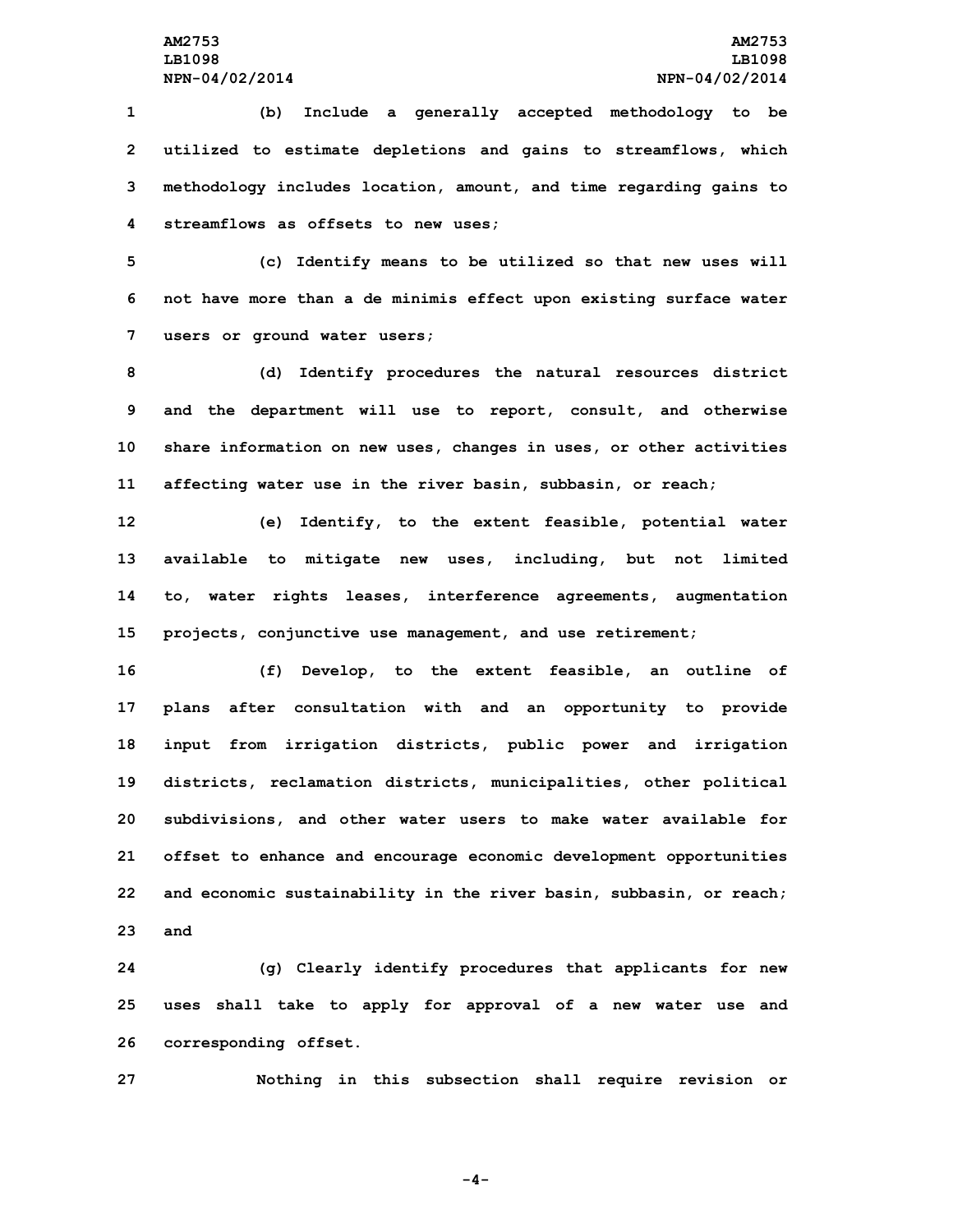(b) Include a generally accepted methodology to be utilized to estimate depletions and gains to streamflows, which methodology includes location, amount, and time regarding gains to streamflows as offsets to new uses;

(c) Identify means to be utilized so that new uses will not have more than a de minimis effect upon existing surface water users or ground water users;

(d) Identify procedures the natural resources district and the department will use to report, consult, and otherwise share information on new uses, changes in uses, or other activities affecting water use in the river basin, subbasin, or reach;

(e) Identify, to the extent feasible, potential water available to mitigate new uses, including, but not limited to, water rights leases, interference agreements, augmentation projects, conjunctive use management, and use retirement;

(f) Develop, to the extent feasible, an outline of plans after consultation with and an opportunity to provide input from irrigation districts, public power and irrigation districts, reclamation districts, municipalities, other political subdivisions, and other water users to make water available for offset to enhance and encourage economic development opportunities and economic sustainability in the river basin, subbasin, or reach; and

(g) Clearly identify procedures that applicants for new uses shall take to apply for approval of a new water use and corresponding offset.

Nothing in this subsection shall require revision or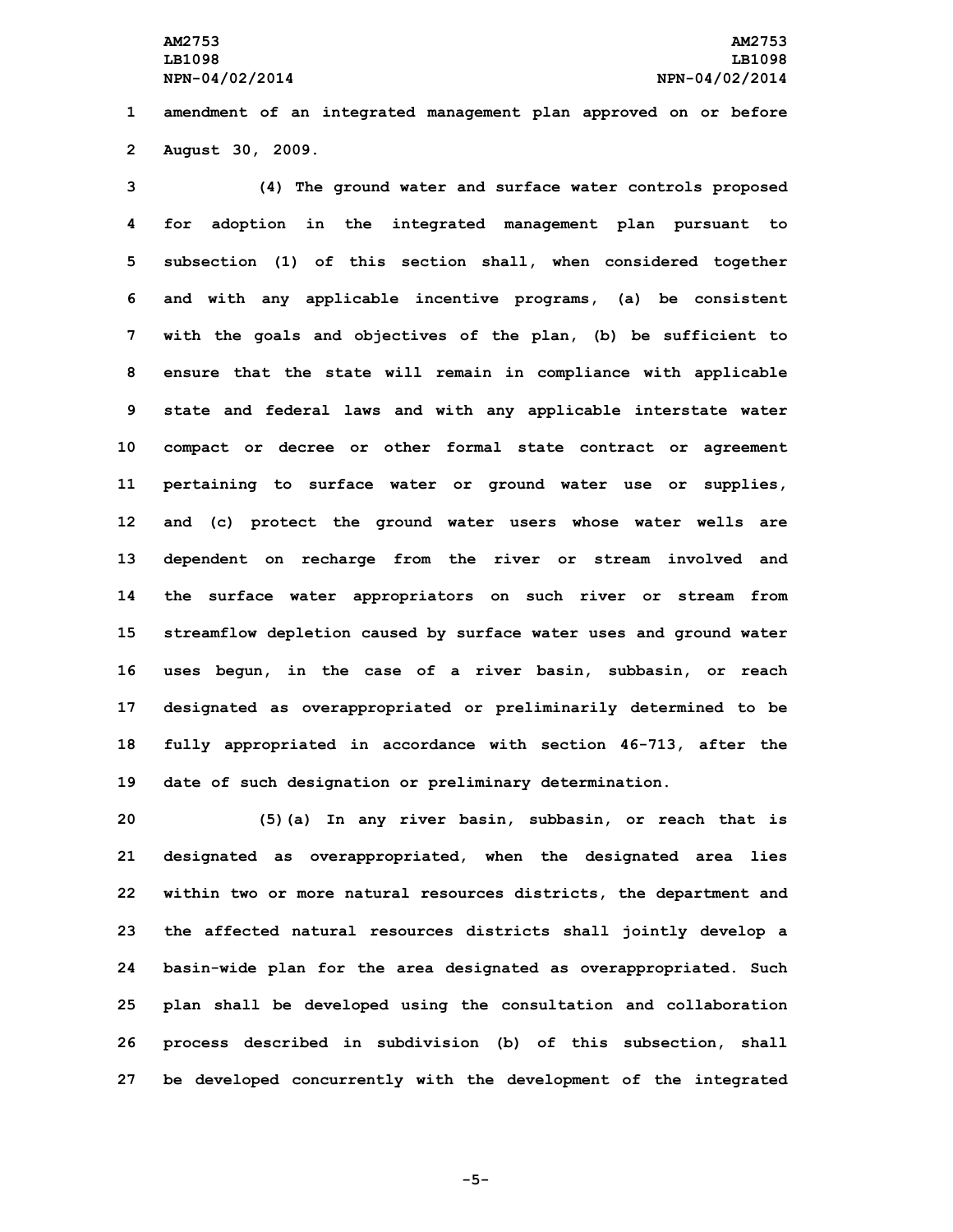amendment of an integrated management plan approved on or before August 30, 2009.

(4) The ground water and surface water controls proposed for adoption in the integrated management plan pursuant to subsection (1) of this section shall, when considered together and with any applicable incentive programs, (a) be consistent with the goals and objectives of the plan, (b) be sufficient to ensure that the state will remain in compliance with applicable state and federal laws and with any applicable interstate water compact or decree or other formal state contract or agreement pertaining to surface water or ground water use or supplies, and (c) protect the ground water users whose water wells are dependent on recharge from the river or stream involved and the surface water appropriators on such river or stream from streamflow depletion caused by surface water uses and ground water uses begun, in the case of a river basin, subbasin, or reach designated as overappropriated or preliminarily determined to be fully appropriated in accordance with section 46-713, after the date of such designation or preliminary determination.

(5)(a) In any river basin, subbasin, or reach that is designated as overappropriated, when the designated area lies within two or more natural resources districts, the department and the affected natural resources districts shall jointly develop a basin-wide plan for the area designated as overappropriated. Such plan shall be developed using the consultation and collaboration process described in subdivision (b) of this subsection, shall be developed concurrently with the development of the integrated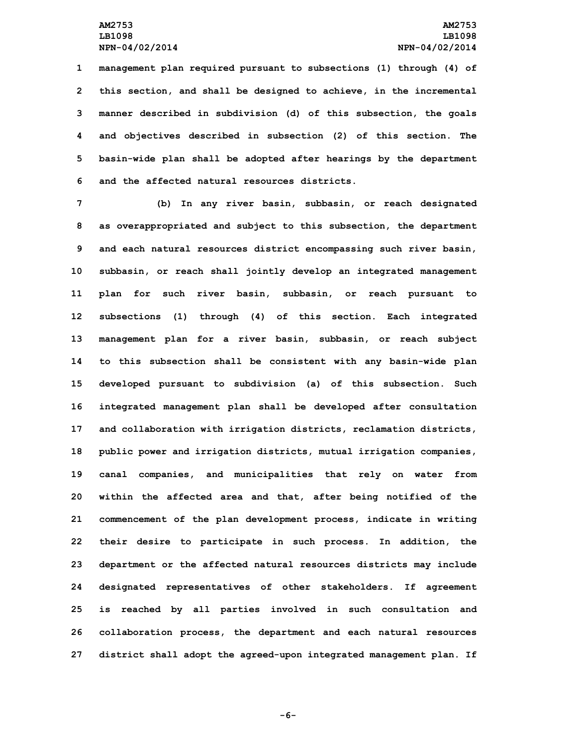management plan required pursuant to subsections (1) through (4) of this section, and shall be designed to achieve, in the incremental manner described in subdivision (d) of this subsection, the goals and objectives described in subsection (2) of this section. The basin-wide plan shall be adopted after hearings by the department and the affected natural resources districts.

(b) In any river basin, subbasin, or reach designated as overappropriated and subject to this subsection, the department and each natural resources district encompassing such river basin, subbasin, or reach shall jointly develop an integrated management plan for such river basin, subbasin, or reach pursuant to subsections (1) through (4) of this section. Each integrated management plan for a river basin, subbasin, or reach subject to this subsection shall be consistent with any basin-wide plan developed pursuant to subdivision (a) of this subsection. Such integrated management plan shall be developed after consultation and collaboration with irrigation districts, reclamation districts, public power and irrigation districts, mutual irrigation companies, canal companies, and municipalities that rely on water from within the affected area and that, after being notified of the commencement of the plan development process, indicate in writing their desire to participate in such process. In addition, the department or the affected natural resources districts may include designated representatives of other stakeholders. If agreement is reached by all parties involved in such consultation and collaboration process, the department and each natural resources district shall adopt the agreed-upon integrated management plan. If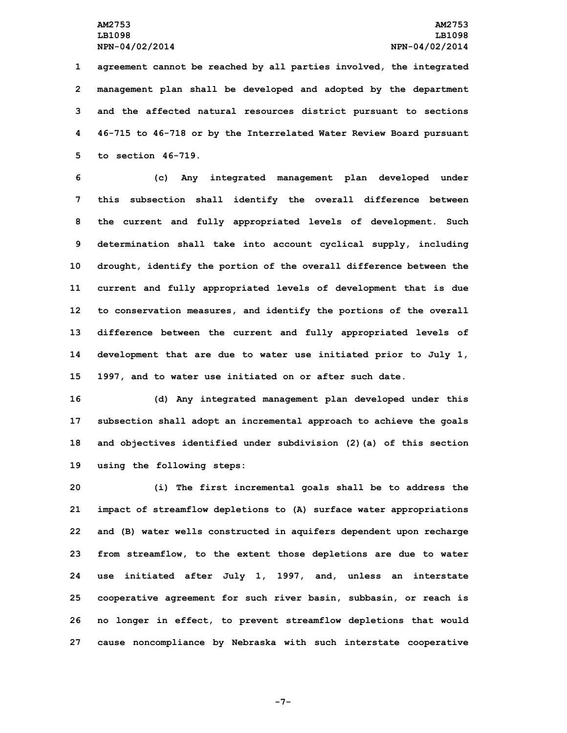agreement cannot be reached by all parties involved, the integrated management plan shall be developed and adopted by the department and the affected natural resources district pursuant to sections 46-715 to 46-718 or by the Interrelated Water Review Board pursuant to section 46-719.

(c) Any integrated management plan developed under this subsection shall identify the overall difference between the current and fully appropriated levels of development. Such determination shall take into account cyclical supply, including drought, identify the portion of the overall difference between the current and fully appropriated levels of development that is due to conservation measures, and identify the portions of the overall difference between the current and fully appropriated levels of development that are due to water use initiated prior to July 1, 1997, and to water use initiated on or after such date.

(d) Any integrated management plan developed under this subsection shall adopt an incremental approach to achieve the goals and objectives identified under subdivision (2)(a) of this section using the following steps:

(i) The first incremental goals shall be to address the impact of streamflow depletions to (A) surface water appropriations and (B) water wells constructed in aquifers dependent upon recharge from streamflow, to the extent those depletions are due to water use initiated after July 1, 1997, and, unless an interstate cooperative agreement for such river basin, subbasin, or reach is no longer in effect, to prevent streamflow depletions that would cause noncompliance by Nebraska with such interstate cooperative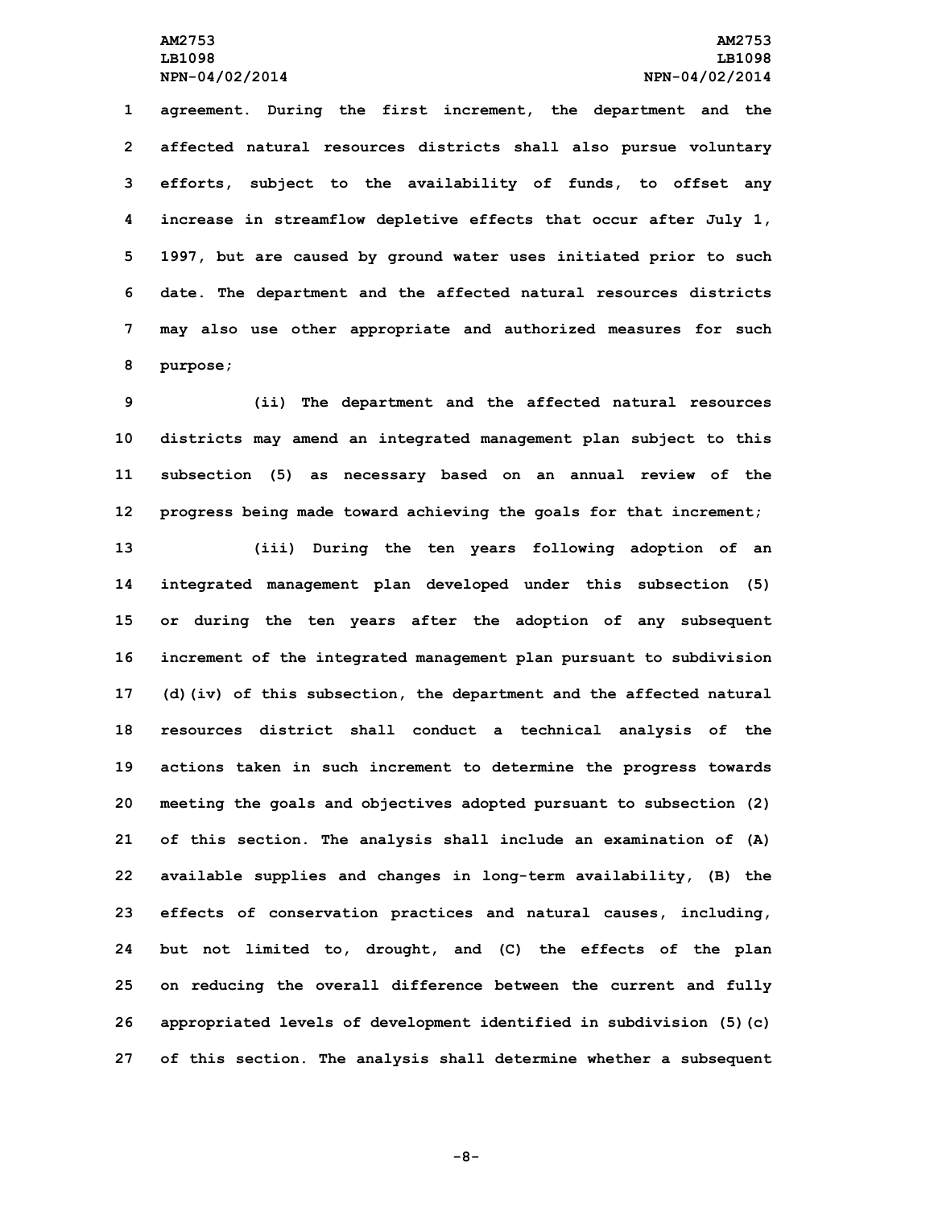agreement. During the first increment, the department and the affected natural resources districts shall also pursue voluntary efforts, subject to the availability of funds, to offset any increase in streamflow depletive effects that occur after July 1, 1997, but are caused by ground water uses initiated prior to such date. The department and the affected natural resources districts may also use other appropriate and authorized measures for such purpose;

(ii) The department and the affected natural resources districts may amend an integrated management plan subject to this subsection (5) as necessary based on an annual review of the progress being made toward achieving the goals for that increment;

(iii) During the ten years following adoption of an integrated management plan developed under this subsection (5) or during the ten years after the adoption of any subsequent increment of the integrated management plan pursuant to subdivision (d)(iv) of this subsection, the department and the affected natural resources district shall conduct a technical analysis of the actions taken in such increment to determine the progress towards meeting the goals and objectives adopted pursuant to subsection (2) of this section. The analysis shall include an examination of (A) available supplies and changes in long-term availability, (B) the effects of conservation practices and natural causes, including, but not limited to, drought, and (C) the effects of the plan on reducing the overall difference between the current and fully appropriated levels of development identified in subdivision (5)(c) of this section. The analysis shall determine whether a subsequent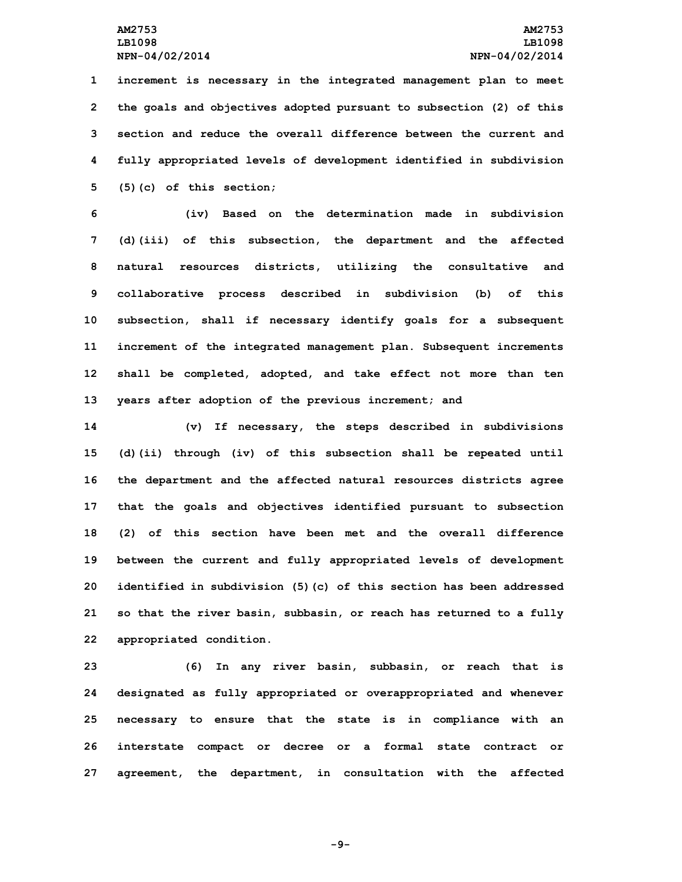increment is necessary in the integrated management plan to meet the goals and objectives adopted pursuant to subsection (2) of this section and reduce the overall difference between the current and fully appropriated levels of development identified in subdivision (5)(c) of this section;

(iv) Based on the determination made in subdivision (d)(iii) of this subsection, the department and the affected natural resources districts, utilizing the consultative and collaborative process described in subdivision (b) of this subsection, shall if necessary identify goals for a subsequent increment of the integrated management plan. Subsequent increments shall be completed, adopted, and take effect not more than ten years after adoption of the previous increment; and

(v) If necessary, the steps described in subdivisions (d)(ii) through (iv) of this subsection shall be repeated until the department and the affected natural resources districts agree that the goals and objectives identified pursuant to subsection (2) of this section have been met and the overall difference between the current and fully appropriated levels of development identified in subdivision (5)(c) of this section has been addressed so that the river basin, subbasin, or reach has returned to a fully appropriated condition.

(6) In any river basin, subbasin, or reach that is designated as fully appropriated or overappropriated and whenever necessary to ensure that the state is in compliance with an interstate compact or decree or a formal state contract or agreement, the department, in consultation with the affected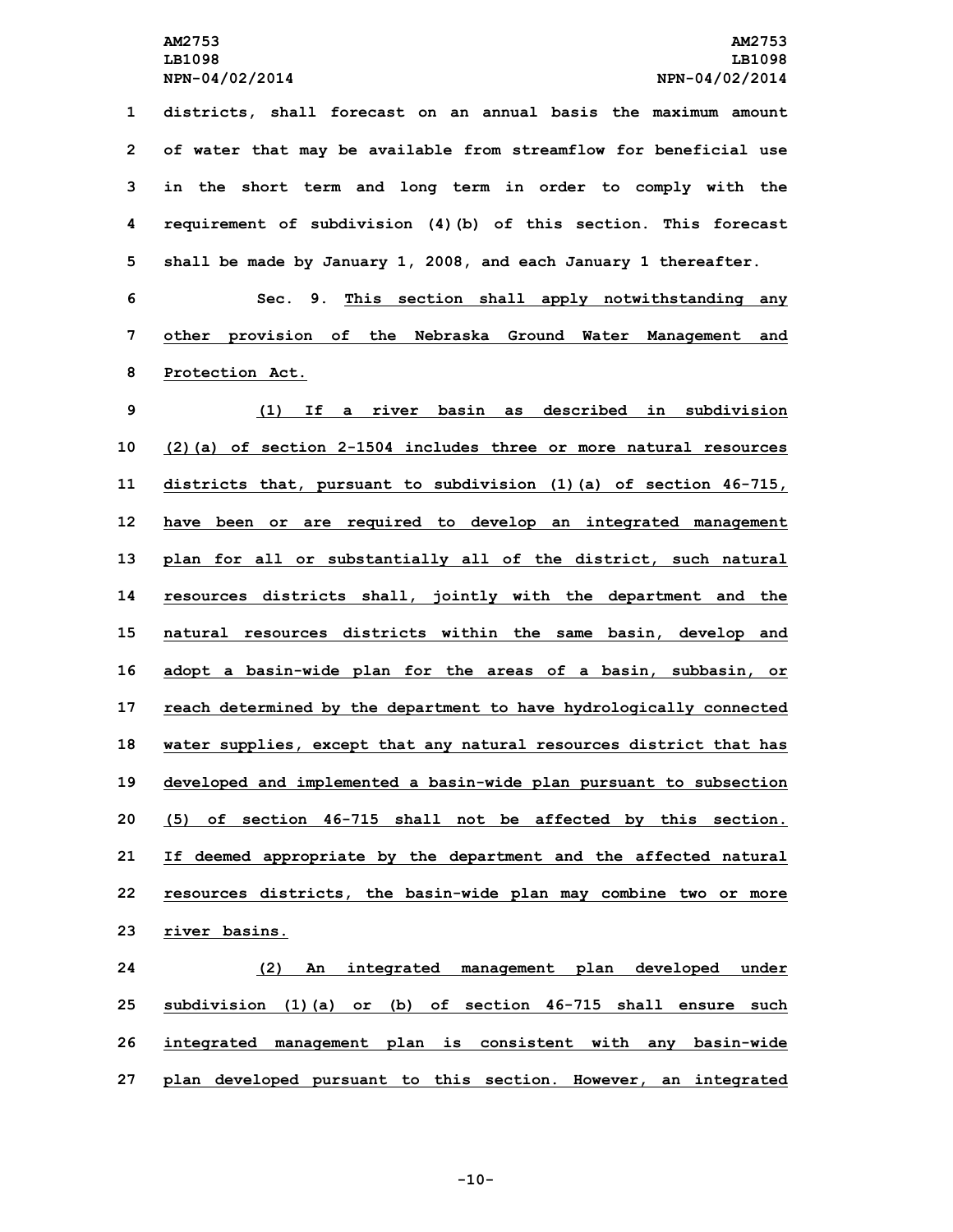districts, shall forecast on an annual basis the maximum amount of water that may be available from streamflow for beneficial use in the short term and long term in order to comply with the requirement of subdivision (4)(b) of this section. This forecast shall be made by January 1, 2008, and each January 1 thereafter.

Sec. 9. This section shall apply notwithstanding any other provision of the Nebraska Ground Water Management and Protection Act.

(1) If a river basin as described in subdivision (2)(a) of section 2-1504 includes three or more natural resources districts that, pursuant to subdivision (1)(a) of section 46-715, have been or are required to develop an integrated management plan for all or substantially all of the district, such natural resources districts shall, jointly with the department and the natural resources districts within the same basin, develop and adopt a basin-wide plan for the areas of a basin, subbasin, or reach determined by the department to have hydrologically connected water supplies, except that any natural resources district that has developed and implemented a basin-wide plan pursuant to subsection (5) of section 46-715 shall not be affected by this section. If deemed appropriate by the department and the affected natural resources districts, the basin-wide plan may combine two or more river basins.

(2) An integrated management plan developed under subdivision (1)(a) or (b) of section 46-715 shall ensure such integrated management plan is consistent with any basin-wide plan developed pursuant to this section. However, an integrated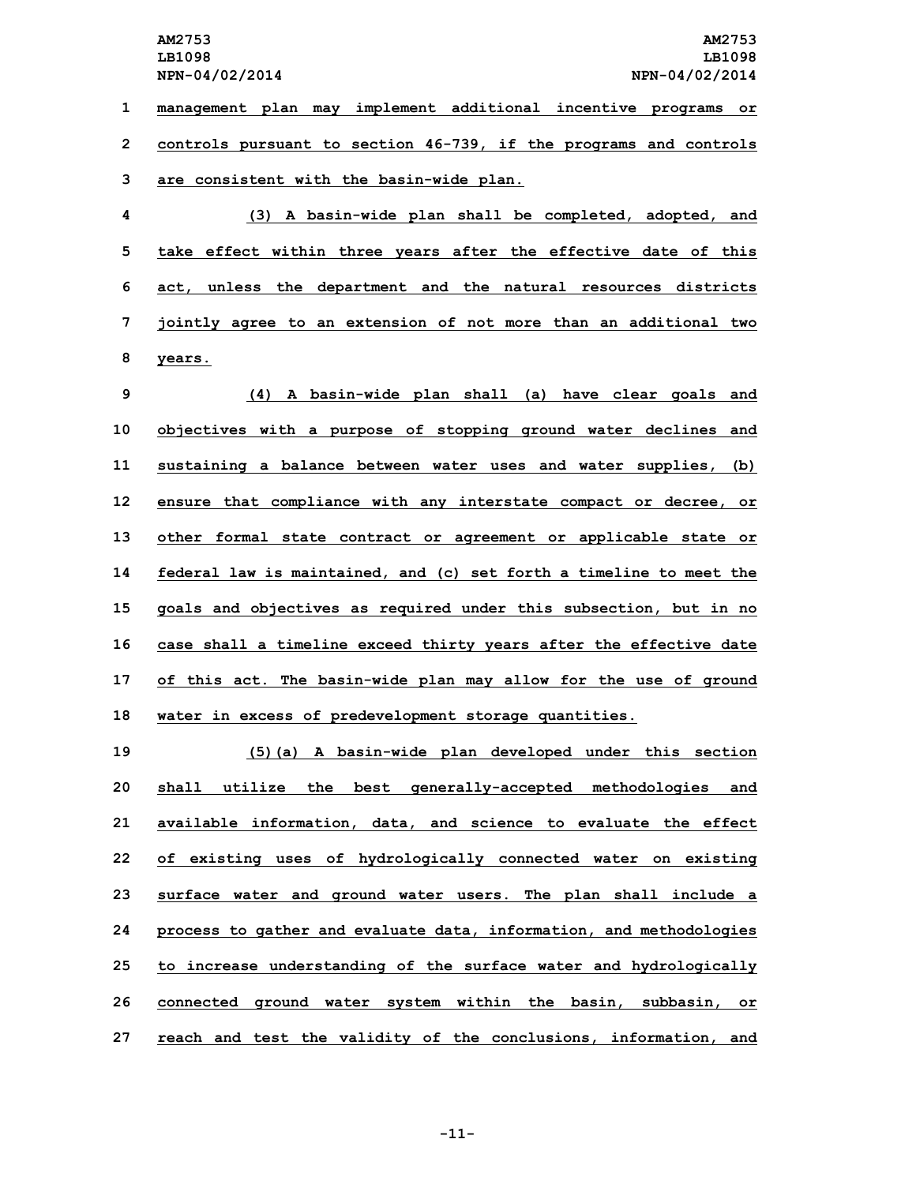management plan may implement additional incentive programs or controls pursuant to section 46-739, if the programs and controls are consistent with the basin-wide plan.

(3) A basin-wide plan shall be completed, adopted, and take effect within three years after the effective date of this act, unless the department and the natural resources districts jointly agree to an extension of not more than an additional two years.

(4) A basin-wide plan shall (a) have clear goals and objectives with a purpose of stopping ground water declines and sustaining a balance between water uses and water supplies, (b) ensure that compliance with any interstate compact or decree, or other formal state contract or agreement or applicable state or federal law is maintained, and (c) set forth a timeline to meet the goals and objectives as required under this subsection, but in no case shall a timeline exceed thirty years after the effective date of this act. The basin-wide plan may allow for the use of ground water in excess of predevelopment storage quantities.

(5)(a) A basin-wide plan developed under this section shall utilize the best generally-accepted methodologies and available information, data, and science to evaluate the effect of existing uses of hydrologically connected water on existing surface water and ground water users. The plan shall include a process to gather and evaluate data, information, and methodologies to increase understanding of the surface water and hydrologically connected ground water system within the basin, subbasin, or reach and test the validity of the conclusions, information, and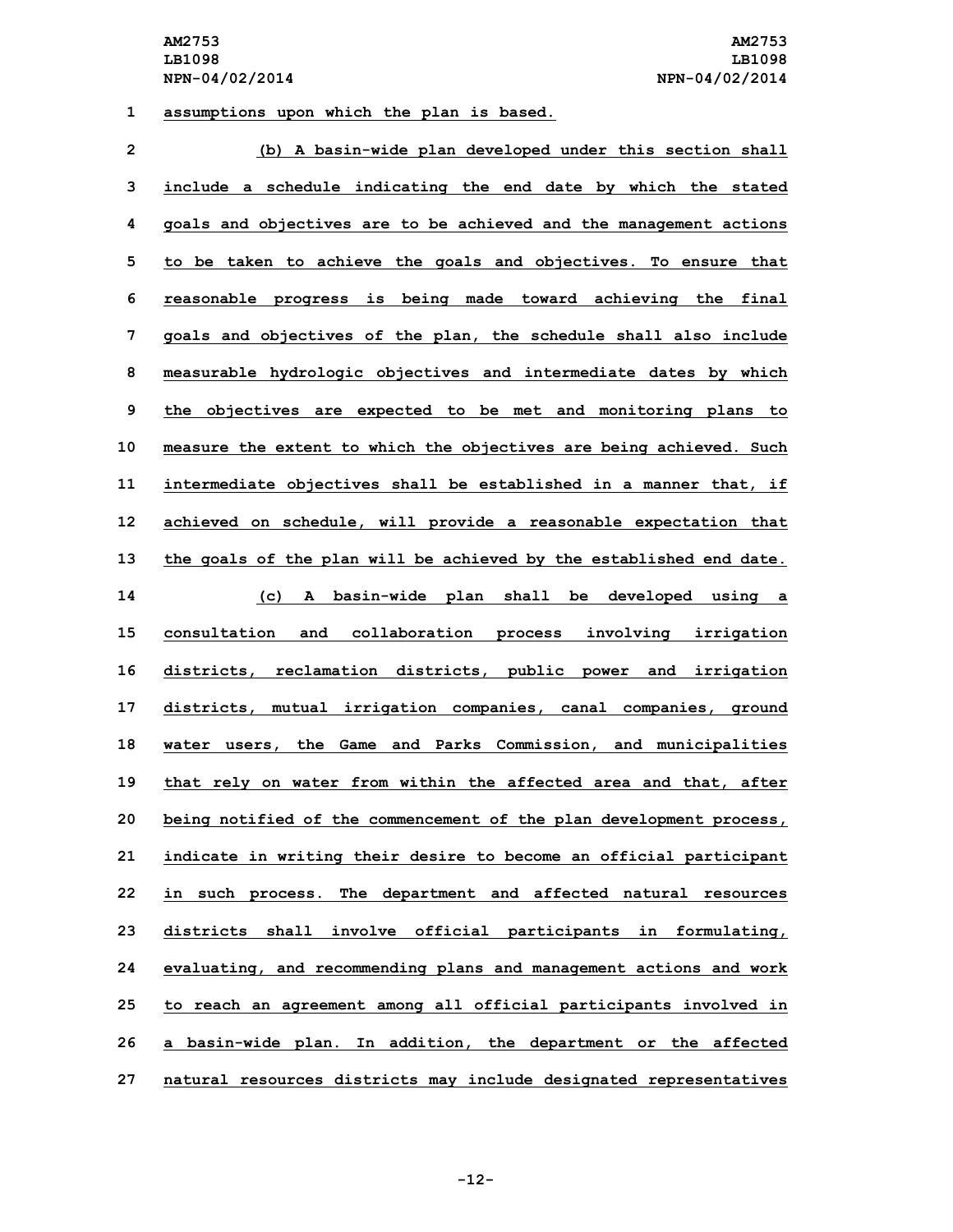assumptions upon which the plan is based.

(b) A basin-wide plan developed under this section shall include a schedule indicating the end date by which the stated goals and objectives are to be achieved and the management actions to be taken to achieve the goals and objectives. To ensure that reasonable progress is being made toward achieving the final goals and objectives of the plan, the schedule shall also include measurable hydrologic objectives and intermediate dates by which the objectives are expected to be met and monitoring plans to measure the extent to which the objectives are being achieved. Such intermediate objectives shall be established in a manner that, if achieved on schedule, will provide a reasonable expectation that the goals of the plan will be achieved by the established end date.

(c) A basin-wide plan shall be developed using a consultation and collaboration process involving irrigation districts, reclamation districts, public power and irrigation districts, mutual irrigation companies, canal companies, ground water users, the Game and Parks Commission, and municipalities that rely on water from within the affected area and that, after being notified of the commencement of the plan development process, indicate in writing their desire to become an official participant in such process. The department and affected natural resources districts shall involve official participants in formulating, evaluating, and recommending plans and management actions and work to reach an agreement among all official participants involved in a basin-wide plan. In addition, the department or the affected natural resources districts may include designated representatives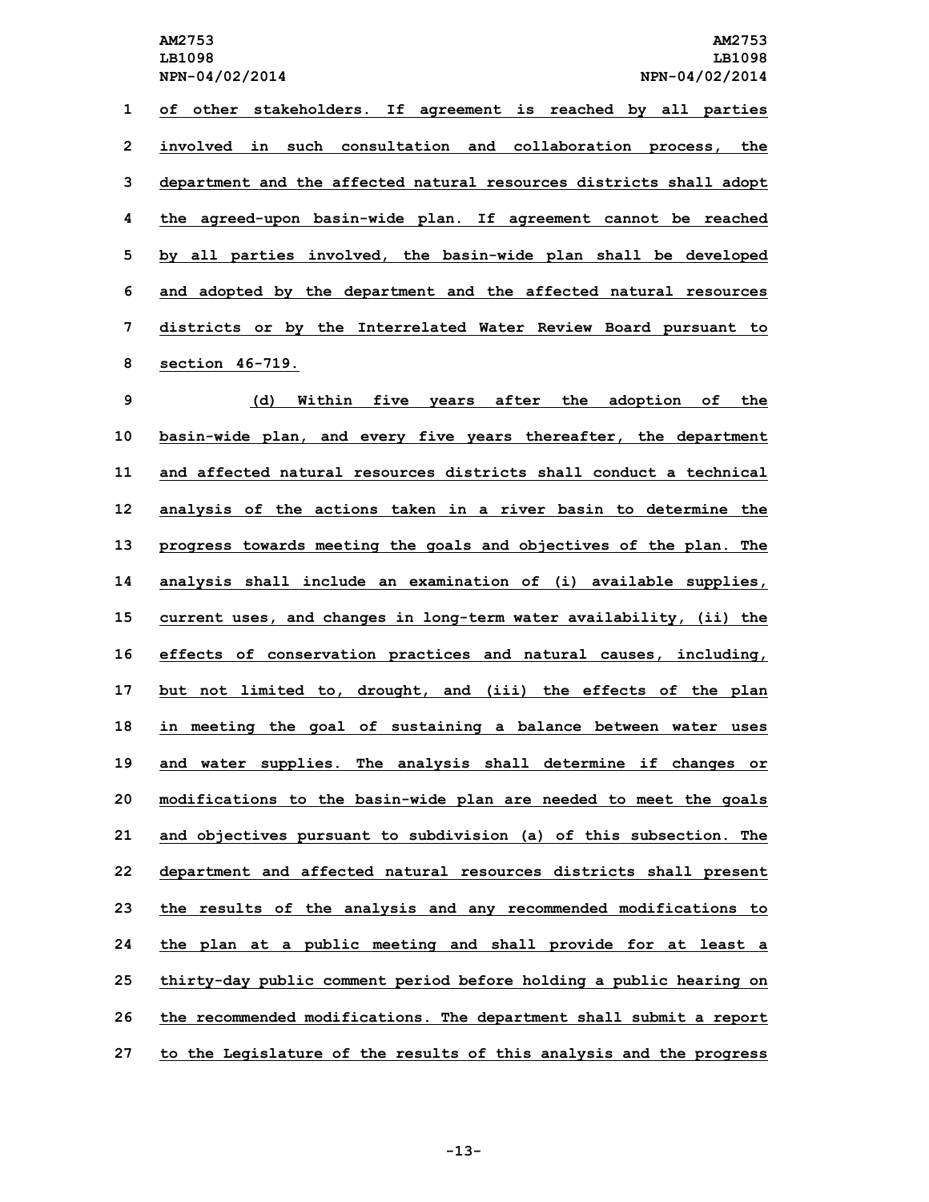of other stakeholders. If agreement is reached by all parties involved in such consultation and collaboration process, the department and the affected natural resources districts shall adopt the agreed-upon basin-wide plan. If agreement cannot be reached by all parties involved, the basin-wide plan shall be developed and adopted by the department and the affected natural resources districts or by the Interrelated Water Review Board pursuant to section 46-719.

(d) Within five years after the adoption of the basin-wide plan, and every five years thereafter, the department and affected natural resources districts shall conduct a technical analysis of the actions taken in a river basin to determine the progress towards meeting the goals and objectives of the plan. The analysis shall include an examination of (i) available supplies, current uses, and changes in long-term water availability, (ii) the effects of conservation practices and natural causes, including, but not limited to, drought, and (iii) the effects of the plan in meeting the goal of sustaining a balance between water uses and water supplies. The analysis shall determine if changes or modifications to the basin-wide plan are needed to meet the goals and objectives pursuant to subdivision (a) of this subsection. The department and affected natural resources districts shall present the results of the analysis and any recommended modifications to the plan at a public meeting and shall provide for at least a thirty-day public comment period before holding a public hearing on the recommended modifications. The department shall submit a report to the Legislature of the results of this analysis and the progress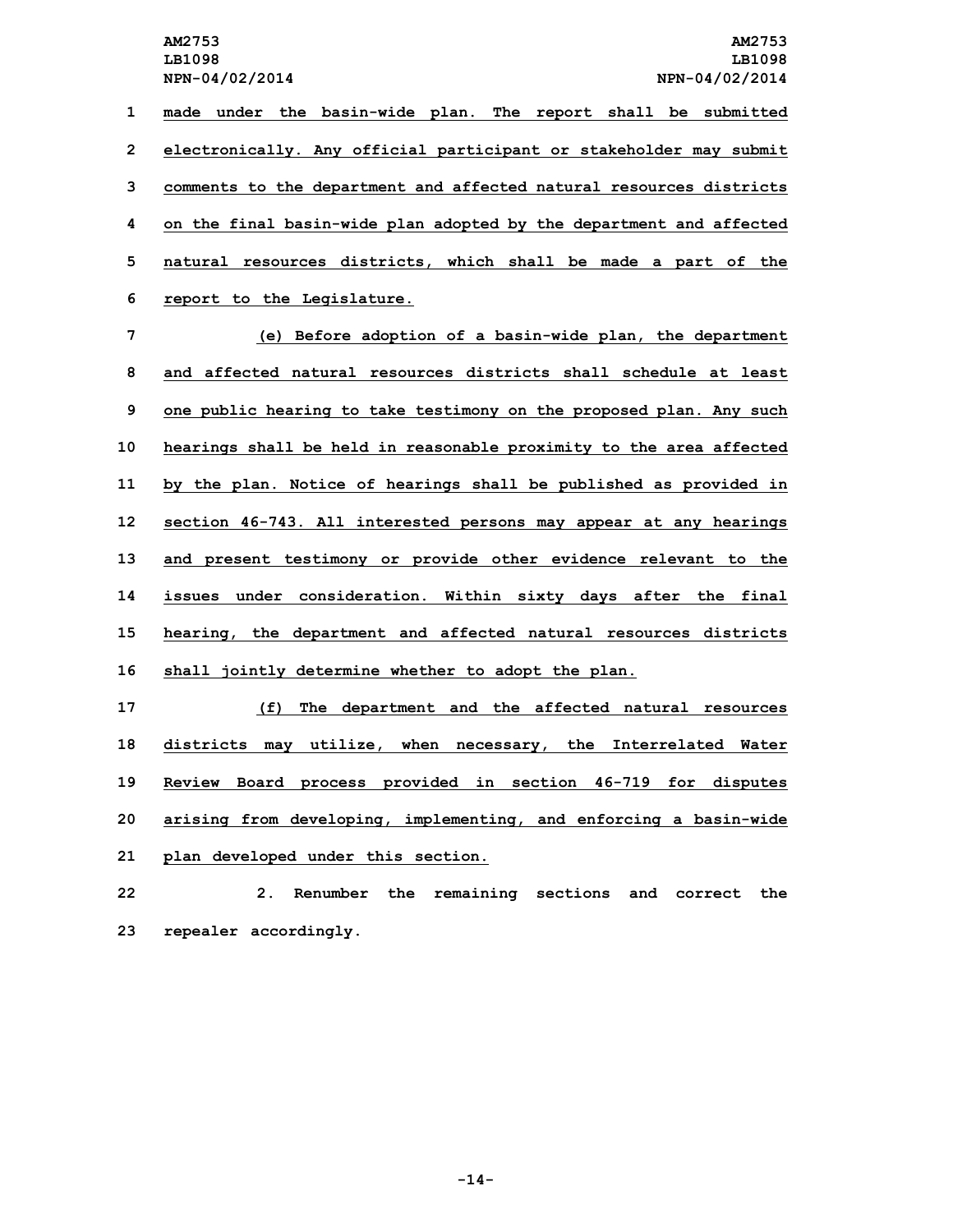made under the basin-wide plan. The report shall be submitted electronically. Any official participant or stakeholder may submit comments to the department and affected natural resources districts on the final basin-wide plan adopted by the department and affected natural resources districts, which shall be made a part of the report to the Legislature.

(e) Before adoption of a basin-wide plan, the department and affected natural resources districts shall schedule at least one public hearing to take testimony on the proposed plan. Any such hearings shall be held in reasonable proximity to the area affected by the plan. Notice of hearings shall be published as provided in section 46-743. All interested persons may appear at any hearings and present testimony or provide other evidence relevant to the issues under consideration. Within sixty days after the final hearing, the department and affected natural resources districts shall jointly determine whether to adopt the plan.

(f) The department and the affected natural resources districts may utilize, when necessary, the Interrelated Water Review Board process provided in section 46-719 for disputes arising from developing, implementing, and enforcing a basin-wide plan developed under this section.

2. Renumber the remaining sections and correct the repealer accordingly.